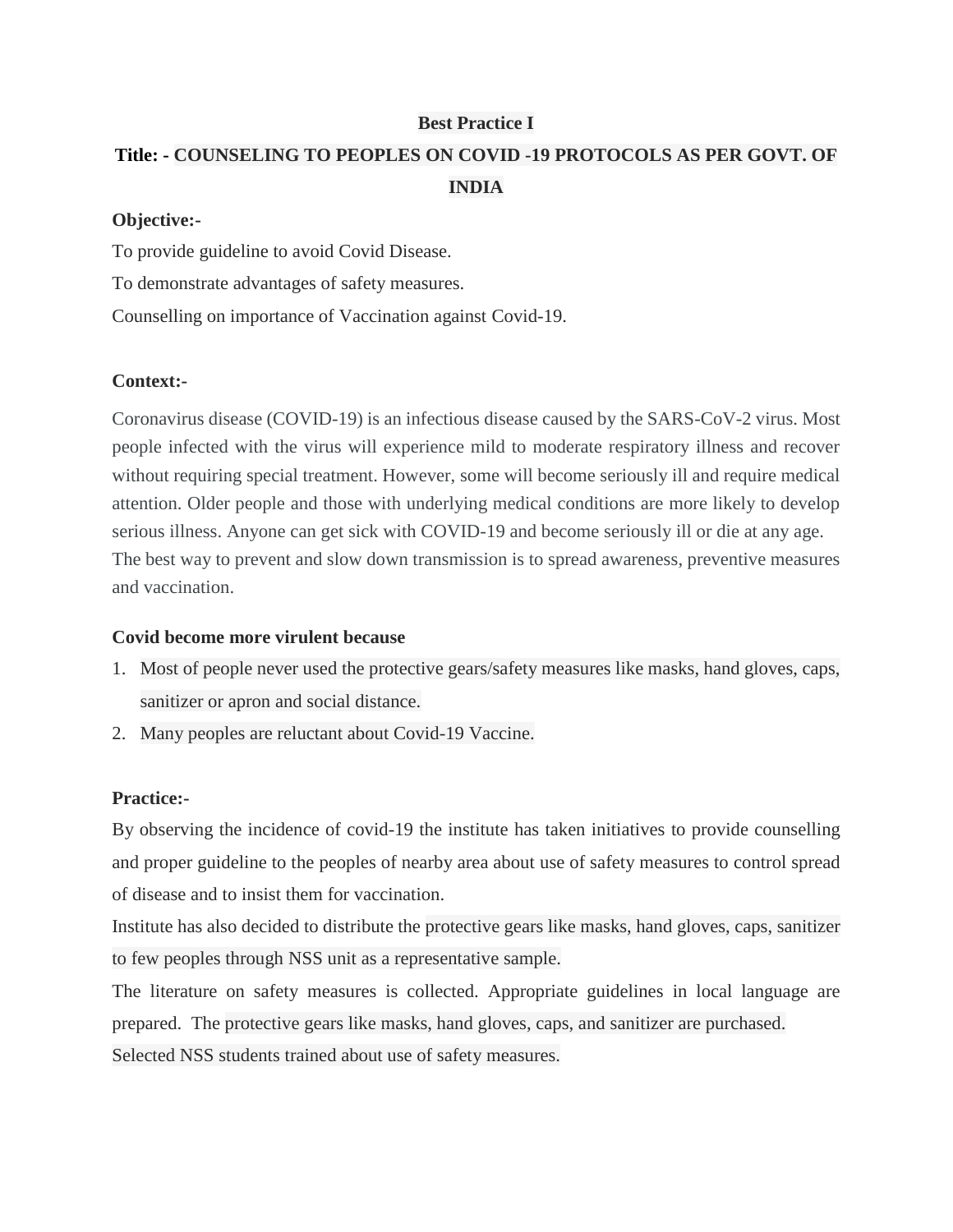**Best Practice I**

**Title: - COUNSELING TO PEOPLES ON COVID -19 PROTOCOLS AS PER GOVT. OF INDIA**

**Objective:-**

To provide guideline to avoid Covid Disease.

To demonstrate advantages of safety measures.

Counselling on importance of Vaccination against Covid-19.

**Context:-**

Coronavirus disease (COVID-19) is an infectious disease caused by the SARS-CoV-2 virus. Most people infected with the virus will experience mild to moderate respiratory illness and recover without requiring special treatment. However, some will become seriously ill and require medical attention. Older people and those with underlying medical conditions are more likely to develop serious illness. Anyone can get sick with COVID-19 and become seriously ill or die at any age.
The best way to prevent and slow down transmission is to spread awareness, preventive measures and vaccination.

**Covid become more virulent because**

1. Most of people never used the protective gears/safety measures like masks, hand gloves, caps, sanitizer or apron and social distance.
2. Many peoples are reluctant about Covid-19 Vaccine.

**Practice:-**

By observing the incidence of covid-19 the institute has taken initiatives to provide counselling and proper guideline to the peoples of nearby area about use of safety measures to control spread of disease and to insist them for vaccination.

Institute has also decided to distribute the protective gears like masks, hand gloves, caps, sanitizer to few peoples through NSS unit as a representative sample.

The literature on safety measures is collected. Appropriate guidelines in local language are prepared. The protective gears like masks, hand gloves, caps, and sanitizer are purchased.

Selected NSS students trained about use of safety measures.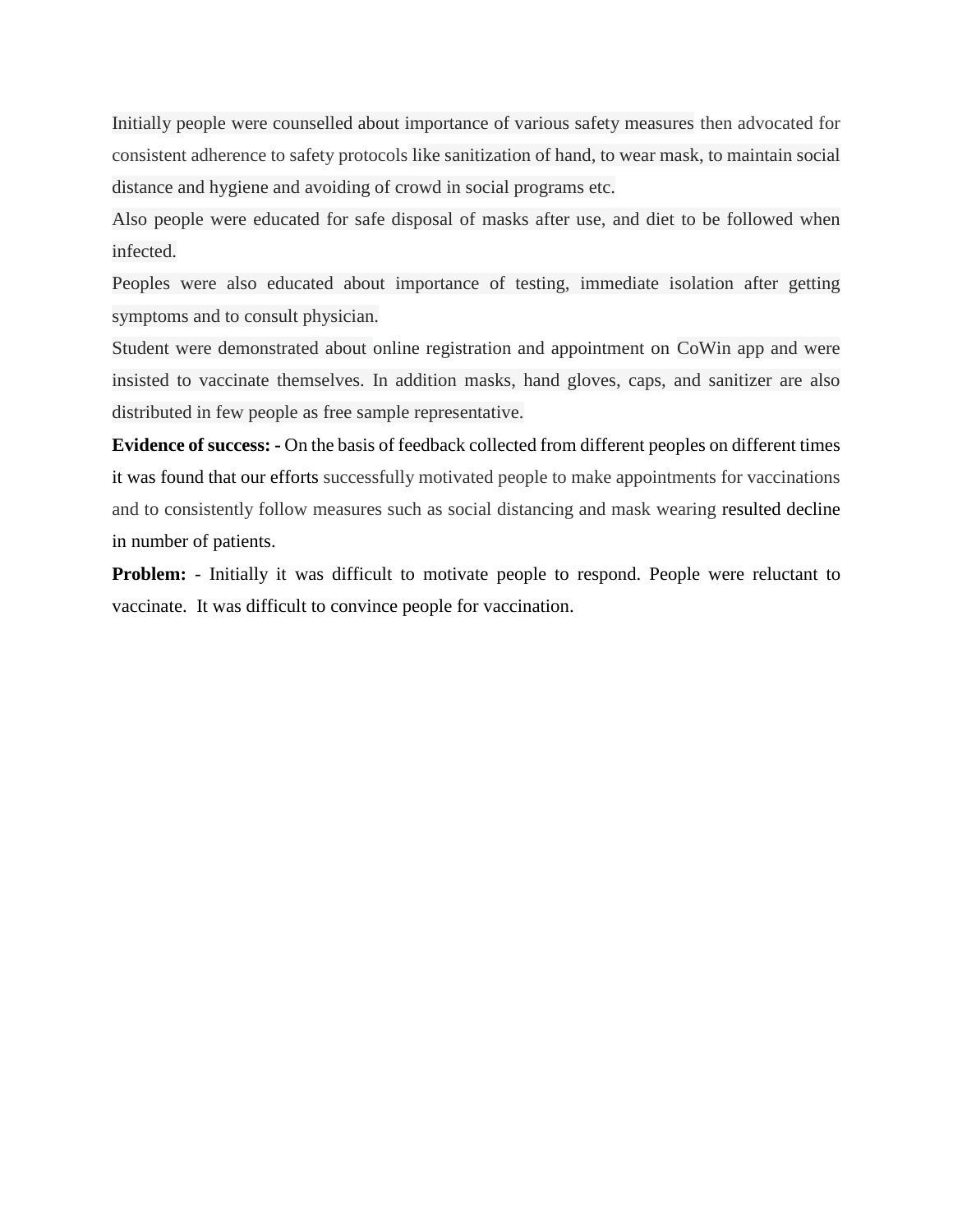Initially people were counselled about importance of various safety measures then advocated for consistent adherence to safety protocols like sanitization of hand, to wear mask, to maintain social distance and hygiene and avoiding of crowd in social programs etc.

Also people were educated for safe disposal of masks after use, and diet to be followed when infected.

Peoples were also educated about importance of testing, immediate isolation after getting symptoms and to consult physician.

Student were demonstrated about online registration and appointment on CoWin app and were insisted to vaccinate themselves. In addition masks, hand gloves, caps, and sanitizer are also distributed in few people as free sample representative.

**Evidence of success: -** On the basis of feedback collected from different peoples on different times it was found that our efforts successfully motivated people to make appointments for vaccinations and to consistently follow measures such as social distancing and mask wearing resulted decline in number of patients.

**Problem:** - Initially it was difficult to motivate people to respond. People were reluctant to vaccinate. It was difficult to convince people for vaccination.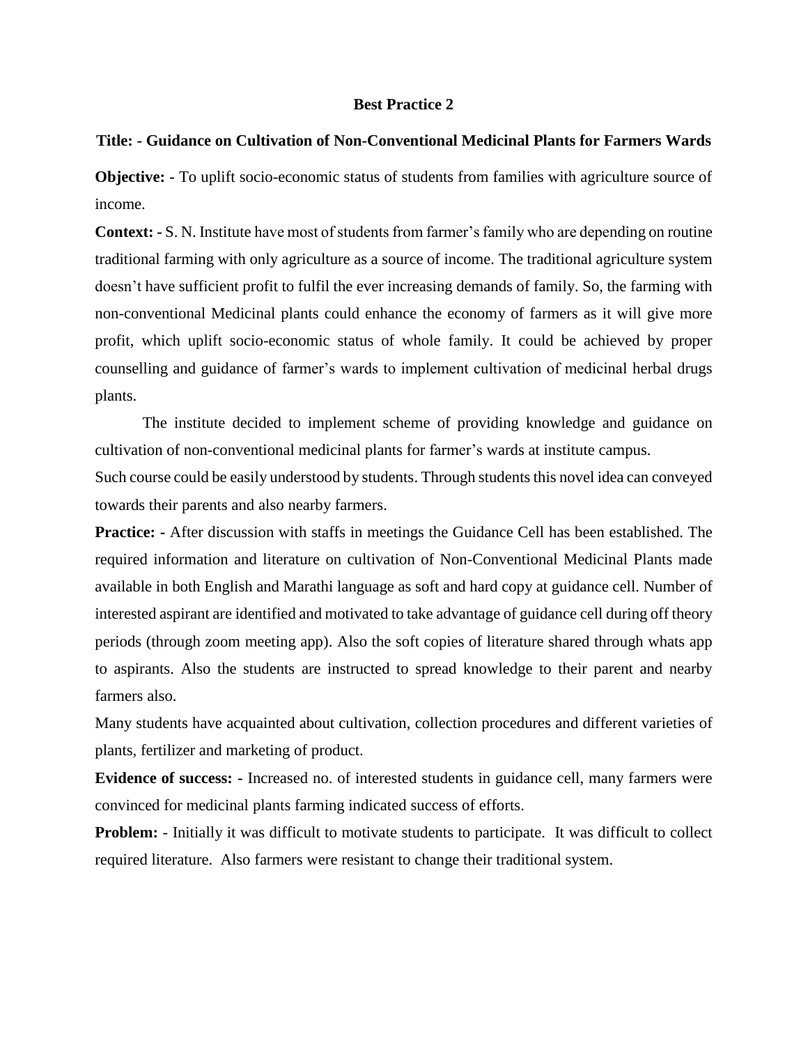## Best Practice 2

**Title: - Guidance on Cultivation of Non-Conventional Medicinal Plants for Farmers Wards**

**Objective: -** To uplift socio-economic status of students from families with agriculture source of income.

**Context: -** S. N. Institute have most of students from farmer's family who are depending on routine traditional farming with only agriculture as a source of income. The traditional agriculture system doesn't have sufficient profit to fulfil the ever increasing demands of family. So, the farming with non-conventional Medicinal plants could enhance the economy of farmers as it will give more profit, which uplift socio-economic status of whole family. It could be achieved by proper counselling and guidance of farmer's wards to implement cultivation of medicinal herbal drugs plants.

The institute decided to implement scheme of providing knowledge and guidance on cultivation of non-conventional medicinal plants for farmer's wards at institute campus.

Such course could be easily understood by students. Through students this novel idea can conveyed towards their parents and also nearby farmers.

**Practice: -** After discussion with staffs in meetings the Guidance Cell has been established. The required information and literature on cultivation of Non-Conventional Medicinal Plants made available in both English and Marathi language as soft and hard copy at guidance cell. Number of interested aspirant are identified and motivated to take advantage of guidance cell during off theory periods (through zoom meeting app). Also the soft copies of literature shared through whats app to aspirants. Also the students are instructed to spread knowledge to their parent and nearby farmers also.

Many students have acquainted about cultivation, collection procedures and different varieties of plants, fertilizer and marketing of product.

**Evidence of success: -** Increased no. of interested students in guidance cell, many farmers were convinced for medicinal plants farming indicated success of efforts.

**Problem:** - Initially it was difficult to motivate students to participate. It was difficult to collect required literature. Also farmers were resistant to change their traditional system.